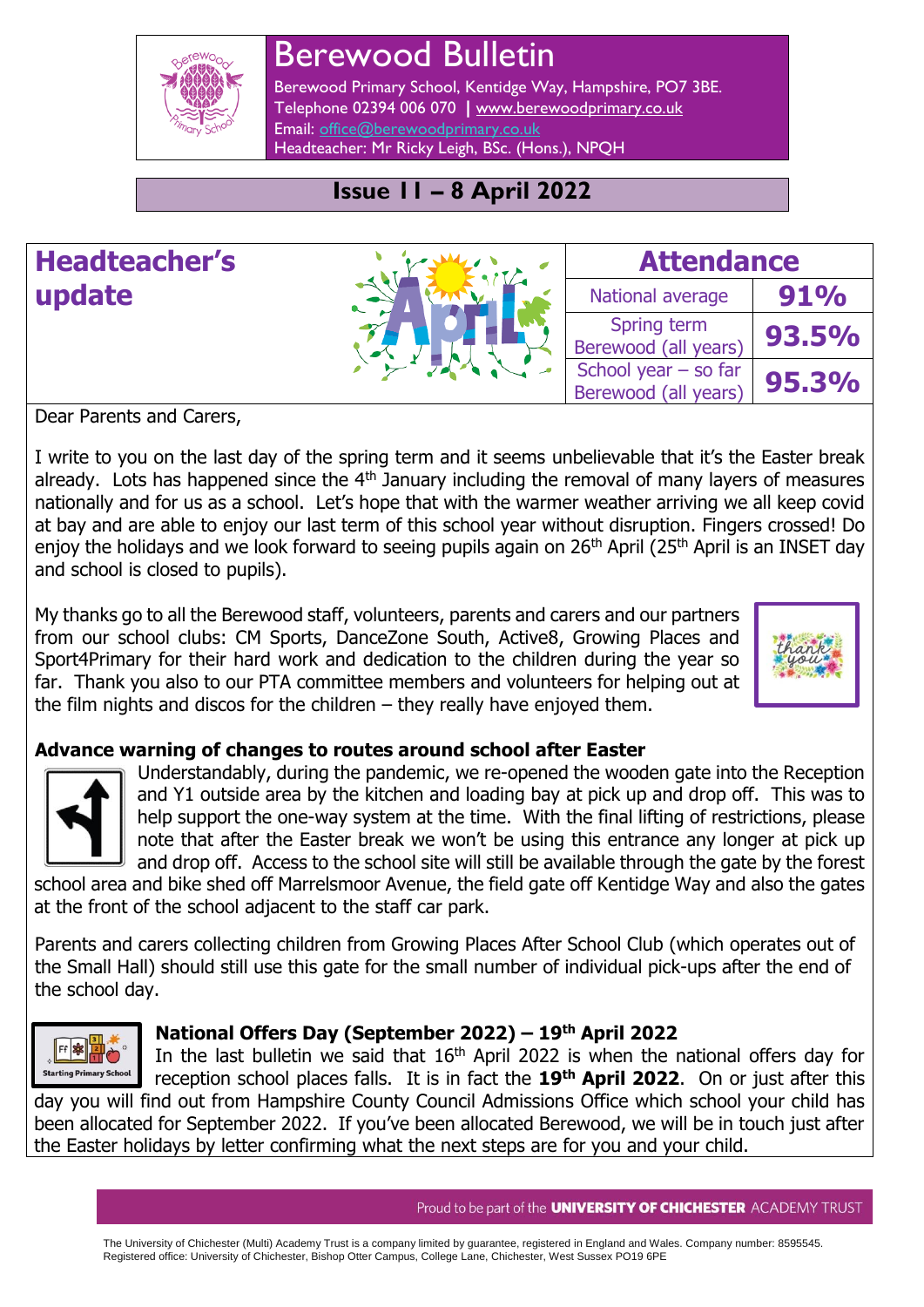# Berewood Bulletin

Berewood Primary School, Kentidge Way, Hampshire, PO7 3BE.
Telephone 02394 006 070 | www.berewoodprimary.co.uk
Email: office@berewoodprimary.co.uk
Headteacher: Mr Ricky Leigh, BSc. (Hons.), NPQH

**Issue 11 – 8 April 2022**

## Headteacher's update

| Attendance | |
|---|---|
| National average | 91% |
| Spring term Berewood (all years) | 93.5% |
| School year – so far Berewood (all years) | 95.3% |

Dear Parents and Carers,

I write to you on the last day of the spring term and it seems unbelievable that it's the Easter break already. Lots has happened since the 4th January including the removal of many layers of measures nationally and for us as a school. Let's hope that with the warmer weather arriving we all keep covid at bay and are able to enjoy our last term of this school year without disruption. Fingers crossed! Do enjoy the holidays and we look forward to seeing pupils again on 26th April (25th April is an INSET day and school is closed to pupils).

My thanks go to all the Berewood staff, volunteers, parents and carers and our partners from our school clubs: CM Sports, DanceZone South, Active8, Growing Places and Sport4Primary for their hard work and dedication to the children during the year so far. Thank you also to our PTA committee members and volunteers for helping out at the film nights and discos for the children – they really have enjoyed them.

### Advance warning of changes to routes around school after Easter

Understandably, during the pandemic, we re-opened the wooden gate into the Reception and Y1 outside area by the kitchen and loading bay at pick up and drop off. This was to help support the one-way system at the time. With the final lifting of restrictions, please note that after the Easter break we won't be using this entrance any longer at pick up and drop off. Access to the school site will still be available through the gate by the forest school area and bike shed off Marrelsmoor Avenue, the field gate off Kentidge Way and also the gates at the front of the school adjacent to the staff car park.

Parents and carers collecting children from Growing Places After School Club (which operates out of the Small Hall) should still use this gate for the small number of individual pick-ups after the end of the school day.

### National Offers Day (September 2022) – 19th April 2022

In the last bulletin we said that 16th April 2022 is when the national offers day for reception school places falls. It is in fact the **19th April 2022**. On or just after this day you will find out from Hampshire County Council Admissions Office which school your child has been allocated for September 2022. If you've been allocated Berewood, we will be in touch just after the Easter holidays by letter confirming what the next steps are for you and your child.

Proud to be part of the **UNIVERSITY OF CHICHESTER** ACADEMY TRUST

The University of Chichester (Multi) Academy Trust is a company limited by guarantee, registered in England and Wales. Company number: 8595545. Registered office: University of Chichester, Bishop Otter Campus, College Lane, Chichester, West Sussex PO19 6PE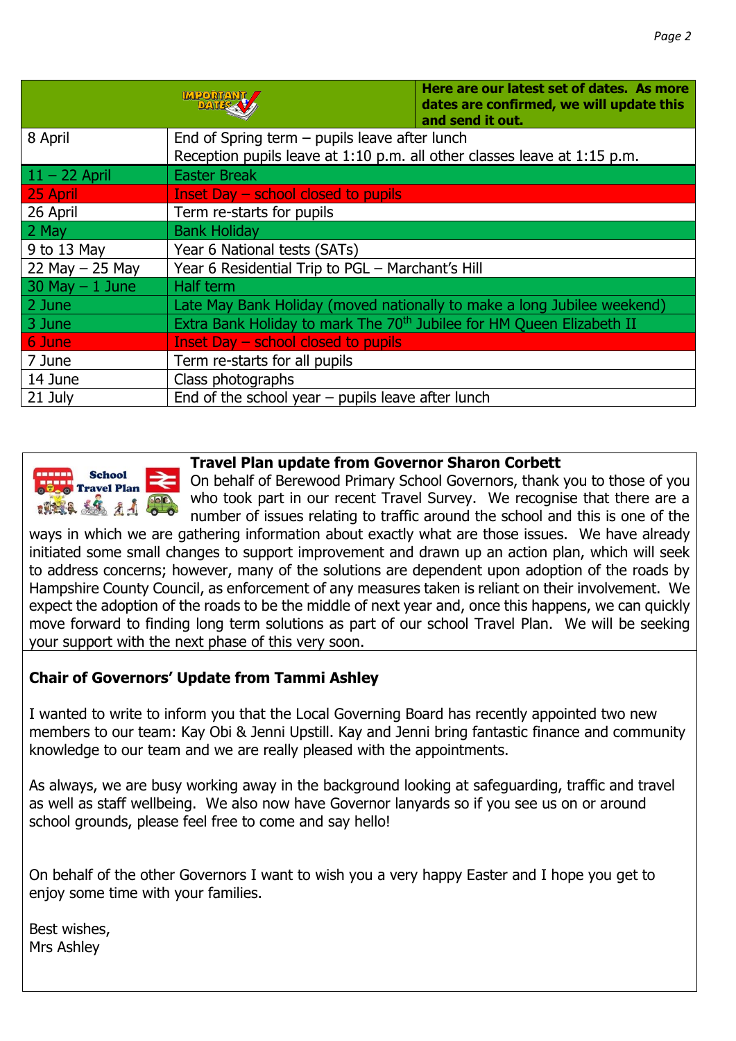| IMPORTANT DATES | Here are our latest set of dates. As more dates are confirmed, we will update this and send it out. |
|---|---|
| 8 April | End of Spring term – pupils leave after lunch<br>Reception pupils leave at 1:10 p.m. all other classes leave at 1:15 p.m. |
| 11 – 22 April | Easter Break |
| 25 April | Inset Day – school closed to pupils |
| 26 April | Term re-starts for pupils |
| 2 May | Bank Holiday |
| 9 to 13 May | Year 6 National tests (SATs) |
| 22 May – 25 May | Year 6 Residential Trip to PGL – Marchant's Hill |
| 30 May – 1 June | Half term |
| 2 June | Late May Bank Holiday (moved nationally to make a long Jubilee weekend) |
| 3 June | Extra Bank Holiday to mark The 70th Jubilee for HM Queen Elizabeth II |
| 6 June | Inset Day – school closed to pupils |
| 7 June | Term re-starts for all pupils |
| 14 June | Class photographs |
| 21 July | End of the school year – pupils leave after lunch |

### Travel Plan update from Governor Sharon Corbett

On behalf of Berewood Primary School Governors, thank you to those of you who took part in our recent Travel Survey. We recognise that there are a number of issues relating to traffic around the school and this is one of the ways in which we are gathering information about exactly what are those issues. We have already initiated some small changes to support improvement and drawn up an action plan, which will seek to address concerns; however, many of the solutions are dependent upon adoption of the roads by Hampshire County Council, as enforcement of any measures taken is reliant on their involvement. We expect the adoption of the roads to be the middle of next year and, once this happens, we can quickly move forward to finding long term solutions as part of our school Travel Plan. We will be seeking your support with the next phase of this very soon.

### Chair of Governors' Update from Tammi Ashley

I wanted to write to inform you that the Local Governing Board has recently appointed two new members to our team: Kay Obi & Jenni Upstill. Kay and Jenni bring fantastic finance and community knowledge to our team and we are really pleased with the appointments.

As always, we are busy working away in the background looking at safeguarding, traffic and travel as well as staff wellbeing. We also now have Governor lanyards so if you see us on or around school grounds, please feel free to come and say hello!

On behalf of the other Governors I want to wish you a very happy Easter and I hope you get to enjoy some time with your families.

Best wishes,
Mrs Ashley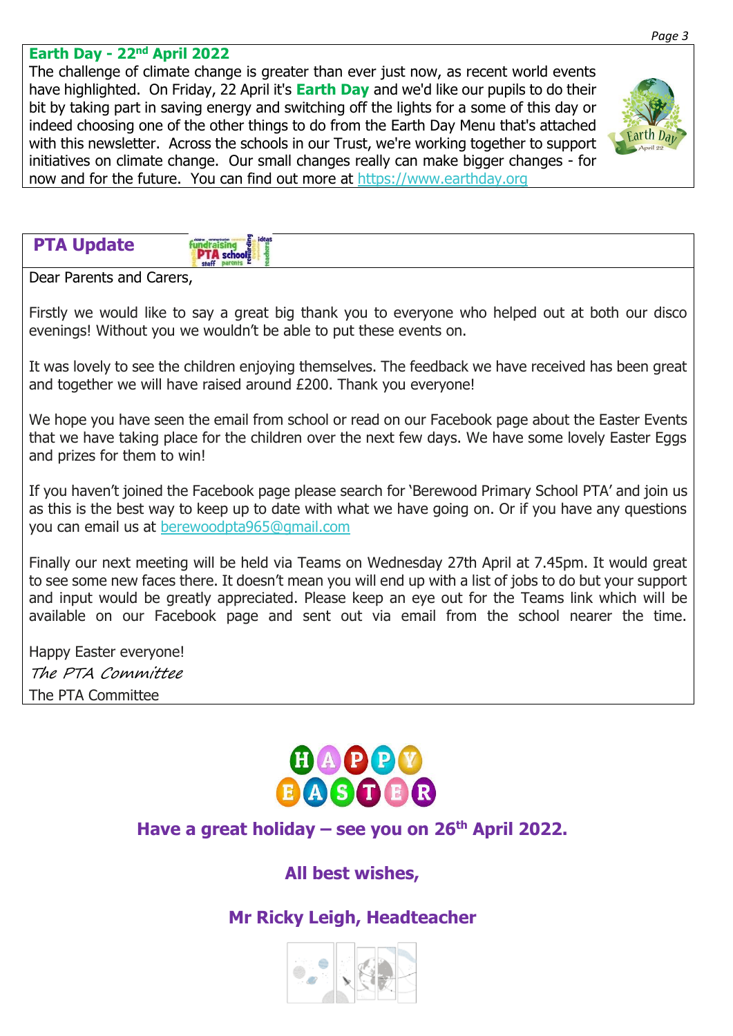## Earth Day - 22nd April 2022

The challenge of climate change is greater than ever just now, as recent world events have highlighted. On Friday, 22 April it's **Earth Day** and we'd like our pupils to do their bit by taking part in saving energy and switching off the lights for a some of this day or indeed choosing one of the other things to do from the Earth Day Menu that's attached with this newsletter. Across the schools in our Trust, we're working together to support initiatives on climate change. Our small changes really can make bigger changes - for now and for the future. You can find out more at https://www.earthday.org

## PTA Update

Dear Parents and Carers,

Firstly we would like to say a great big thank you to everyone who helped out at both our disco evenings! Without you we wouldn't be able to put these events on.

It was lovely to see the children enjoying themselves. The feedback we have received has been great and together we will have raised around £200. Thank you everyone!

We hope you have seen the email from school or read on our Facebook page about the Easter Events that we have taking place for the children over the next few days. We have some lovely Easter Eggs and prizes for them to win!

If you haven't joined the Facebook page please search for 'Berewood Primary School PTA' and join us as this is the best way to keep up to date with what we have going on. Or if you have any questions you can email us at berewoodpta965@gmail.com

Finally our next meeting will be held via Teams on Wednesday 27th April at 7.45pm. It would great to see some new faces there. It doesn't mean you will end up with a list of jobs to do but your support and input would be greatly appreciated. Please keep an eye out for the Teams link which will be available on our Facebook page and sent out via email from the school nearer the time.

Happy Easter everyone!

*The PTA Committee*

The PTA Committee

HAPPY EASTER

**Have a great holiday – see you on 26th April 2022.**

**All best wishes,**

**Mr Ricky Leigh, Headteacher**